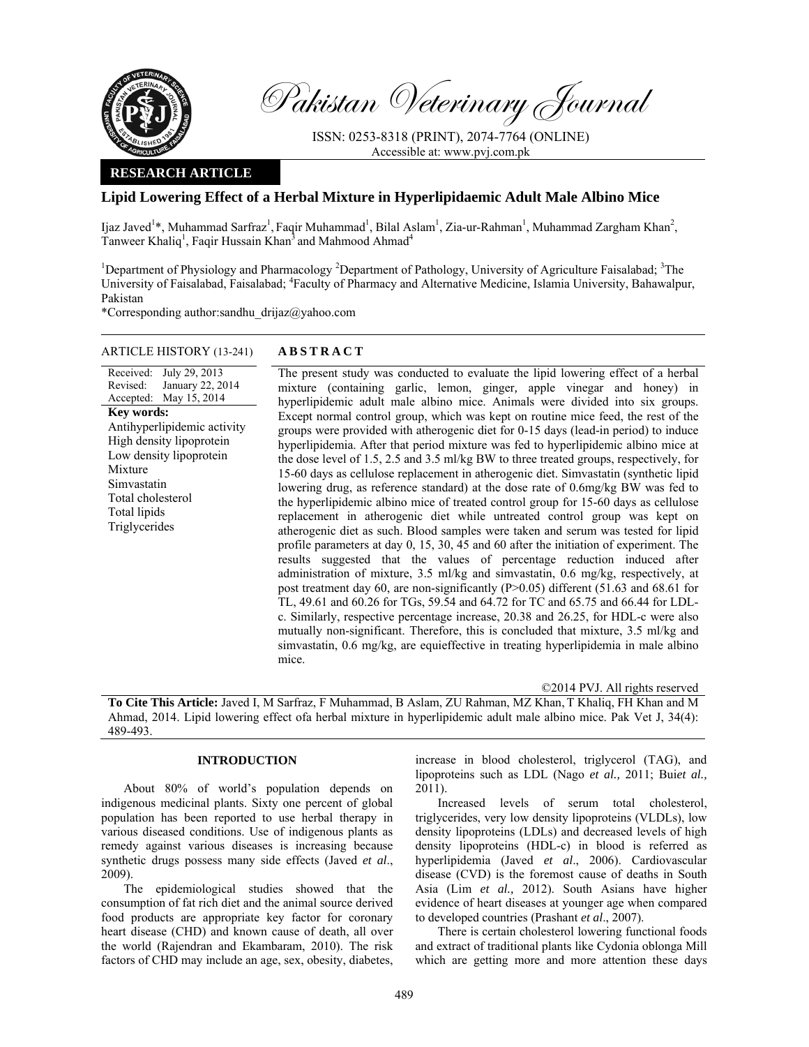# Pakistan Veterinary Journal

ISSN: 0253-8318 (PRINT), 2074-7764 (ONLINE)
Accessible at: www.pvj.com.pk

**RESEARCH ARTICLE**

## Lipid Lowering Effect of a Herbal Mixture in Hyperlipidaemic Adult Male Albino Mice

Ijaz Javed[1]*, Muhammad Sarfraz[1], Faqir Muhammad[1], Bilal Aslam[1], Zia-ur-Rahman[1], Muhammad Zargham Khan[2], Tanweer Khaliq[1], Faqir Hussain Khan[3] and Mahmood Ahmad[4]

[1]Department of Physiology and Pharmacology [2]Department of Pathology, University of Agriculture Faisalabad; [3]The University of Faisalabad, Faisalabad; [4]Faculty of Pharmacy and Alternative Medicine, Islamia University, Bahawalpur, Pakistan

*Corresponding author:sandhu_drijaz@yahoo.com

**ARTICLE HISTORY** (13-241)

Received: July 29, 2013
Revised: January 22, 2014
Accepted: May 15, 2014

**Key words:**
Antihyperlipidemic activity
High density lipoprotein
Low density lipoprotein
Mixture
Simvastatin
Total cholesterol
Total lipids
Triglycerides

**ABSTRACT**

The present study was conducted to evaluate the lipid lowering effect of a herbal mixture (containing garlic, lemon, ginger, apple vinegar and honey) in hyperlipidemic adult male albino mice. Animals were divided into six groups. Except normal control group, which was kept on routine mice feed, the rest of the groups were provided with atherogenic diet for 0-15 days (lead-in period) to induce hyperlipidemia. After that period mixture was fed to hyperlipidemic albino mice at the dose level of 1.5, 2.5 and 3.5 ml/kg BW to three treated groups, respectively, for 15-60 days as cellulose replacement in atherogenic diet. Simvastatin (synthetic lipid lowering drug, as reference standard) at the dose rate of 0.6mg/kg BW was fed to the hyperlipidemic albino mice of treated control group for 15-60 days as cellulose replacement in atherogenic diet while untreated control group was kept on atherogenic diet as such. Blood samples were taken and serum was tested for lipid profile parameters at day 0, 15, 30, 45 and 60 after the initiation of experiment. The results suggested that the values of percentage reduction induced after administration of mixture, 3.5 ml/kg and simvastatin, 0.6 mg/kg, respectively, at post treatment day 60, are non-significantly ($P>0.05$) different (51.63 and 68.61 for TL, 49.61 and 60.26 for TGs, 59.54 and 64.72 for TC and 65.75 and 66.44 for LDL-c. Similarly, respective percentage increase, 20.38 and 26.25, for HDL-c were also mutually non-significant. Therefore, this is concluded that mixture, 3.5 ml/kg and simvastatin, 0.6 mg/kg, are equieffective in treating hyperlipidemia in male albino mice.

©2014 PVJ. All rights reserved

**To Cite This Article:** Javed I, M Sarfraz, F Muhammad, B Aslam, ZU Rahman, MZ Khan, T Khaliq, FH Khan and M Ahmad, 2014. Lipid lowering effect ofa herbal mixture in hyperlipidemic adult male albino mice. Pak Vet J, 34(4): 489-493.

## INTRODUCTION

About 80% of world's population depends on indigenous medicinal plants. Sixty one percent of global population has been reported to use herbal therapy in various diseased conditions. Use of indigenous plants as remedy against various diseases is increasing because synthetic drugs possess many side effects (Javed *et al*., 2009).

The epidemiological studies showed that the consumption of fat rich diet and the animal source derived food products are appropriate key factor for coronary heart disease (CHD) and known cause of death, all over the world (Rajendran and Ekambaram, 2010). The risk factors of CHD may include an age, sex, obesity, diabetes, increase in blood cholesterol, triglycerol (TAG), and lipoproteins such as LDL (Nago *et al.,* 2011; Bui*et al.,* 2011).

Increased levels of serum total cholesterol, triglycerides, very low density lipoproteins (VLDLs), low density lipoproteins (LDLs) and decreased levels of high density lipoproteins (HDL-c) in blood is referred as hyperlipidemia (Javed *et al*., 2006). Cardiovascular disease (CVD) is the foremost cause of deaths in South Asia (Lim *et al.,* 2012). South Asians have higher evidence of heart diseases at younger age when compared to developed countries (Prashant *et al*., 2007).

There is certain cholesterol lowering functional foods and extract of traditional plants like Cydonia oblonga Mill which are getting more and more attention these days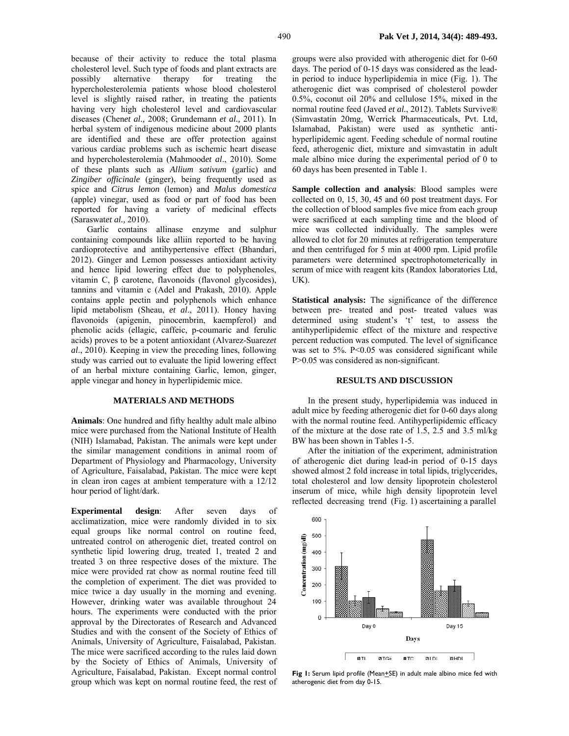because of their activity to reduce the total plasma cholesterol level. Such type of foods and plant extracts are possibly alternative therapy for treating the hypercholesterolemia patients whose blood cholesterol level is slightly raised rather, in treating the patients having very high cholesterol level and cardiovascular diseases (Chen*et al.,* 2008; Grundemann *et al.,* 2011). In herbal system of indigenous medicine about 2000 plants are identified and these are offer protection against various cardiac problems such as ischemic heart disease and hypercholesterolemia (Mahmood*et al*., 2010). Some of these plants such as *Allium sativum* (garlic) and *Zingiber officinale* (ginger), being frequently used as spice and *Citrus lemon* (lemon) and *Malus domestica* (apple) vinegar, used as food or part of food has been reported for having a variety of medicinal effects (Saraswat*et al.,* 2010).

Garlic contains allinase enzyme and sulphur containing compounds like alliin reported to be having cardioprotective and antihypertensive effect (Bhandari, 2012). Ginger and Lemon possesses antioxidant activity and hence lipid lowering effect due to polyphenoles, vitamin C, β carotene, flavonoids (flavonol glycosides), tannins and vitamin c (Adel and Prakash, 2010). Apple contains apple pectin and polyphenols which enhance lipid metabolism (Sheau, *et al*., 2011). Honey having flavonoids (apigenin, pinocembrin, kaempferol) and phenolic acids (ellagic, caffeic, p-coumaric and ferulic acids) proves to be a potent antioxidant (Alvarez-Suarez*et al*., 2010). Keeping in view the preceding lines, following study was carried out to evaluate the lipid lowering effect of an herbal mixture containing Garlic, lemon, ginger, apple vinegar and honey in hyperlipidemic mice.

## MATERIALS AND METHODS

**Animals**: One hundred and fifty healthy adult male albino mice were purchased from the National Institute of Health (NIH) Islamabad, Pakistan. The animals were kept under the similar management conditions in animal room of Department of Physiology and Pharmacology, University of Agriculture, Faisalabad, Pakistan. The mice were kept in clean iron cages at ambient temperature with a 12/12 hour period of light/dark.

**Experimental design**: After seven days of acclimatization, mice were randomly divided in to six equal groups like normal control on routine feed, untreated control on atherogenic diet, treated control on synthetic lipid lowering drug, treated 1, treated 2 and treated 3 on three respective doses of the mixture. The mice were provided rat chow as normal routine feed till the completion of experiment. The diet was provided to mice twice a day usually in the morning and evening. However, drinking water was available throughout 24 hours. The experiments were conducted with the prior approval by the Directorates of Research and Advanced Studies and with the consent of the Society of Ethics of Animals, University of Agriculture, Faisalabad, Pakistan. The mice were sacrificed according to the rules laid down by the Society of Ethics of Animals, University of Agriculture, Faisalabad, Pakistan. Except normal control group which was kept on normal routine feed, the rest of groups were also provided with atherogenic diet for 0-60 days. The period of 0-15 days was considered as the lead-in period to induce hyperlipidemia in mice (Fig. 1). The atherogenic diet was comprised of cholesterol powder 0.5%, coconut oil 20% and cellulose 15%, mixed in the normal routine feed (Javed *et al.*, 2012). Tablets Survive® (Simvastatin 20mg, Werrick Pharmaceuticals, Pvt. Ltd, Islamabad, Pakistan) were used as synthetic anti-hyperlipidemic agent. Feeding schedule of normal routine feed, atherogenic diet, mixture and simvastatin in adult male albino mice during the experimental period of 0 to 60 days has been presented in Table 1.

**Sample collection and analysis**: Blood samples were collected on 0, 15, 30, 45 and 60 post treatment days. For the collection of blood samples five mice from each group were sacrificed at each sampling time and the blood of mice was collected individually. The samples were allowed to clot for 20 minutes at refrigeration temperature and then centrifuged for 5 min at 4000 rpm. Lipid profile parameters were determined spectrophotometerically in serum of mice with reagent kits (Randox laboratories Ltd, UK).

**Statistical analysis:** The significance of the difference between pre- treated and post- treated values was determined using student's 't' test, to assess the antihyperlipidemic effect of the mixture and respective percent reduction was computed. The level of significance was set to 5%. $P<0.05$ was considered significant while $P>0.05$ was considered as non-significant.

## RESULTS AND DISCUSSION

In the present study, hyperlipidemia was induced in adult mice by feeding atherogenic diet for 0-60 days along with the normal routine feed. Antihyperlipidemic efficacy of the mixture at the dose rate of 1.5, 2.5 and 3.5 ml/kg BW has been shown in Tables 1-5.

After the initiation of the experiment, administration of atherogenic diet during lead-in period of 0-15 days showed almost 2 fold increase in total lipids, triglycerides, total cholesterol and low density lipoprotein cholesterol inserum of mice, while high density lipoprotein level reflected decreasing trend (Fig. 1) ascertaining a parallel

**Fig 1:** Serum lipid profile (Mean±SE) in adult male albino mice fed with atherogenic diet from day 0-15.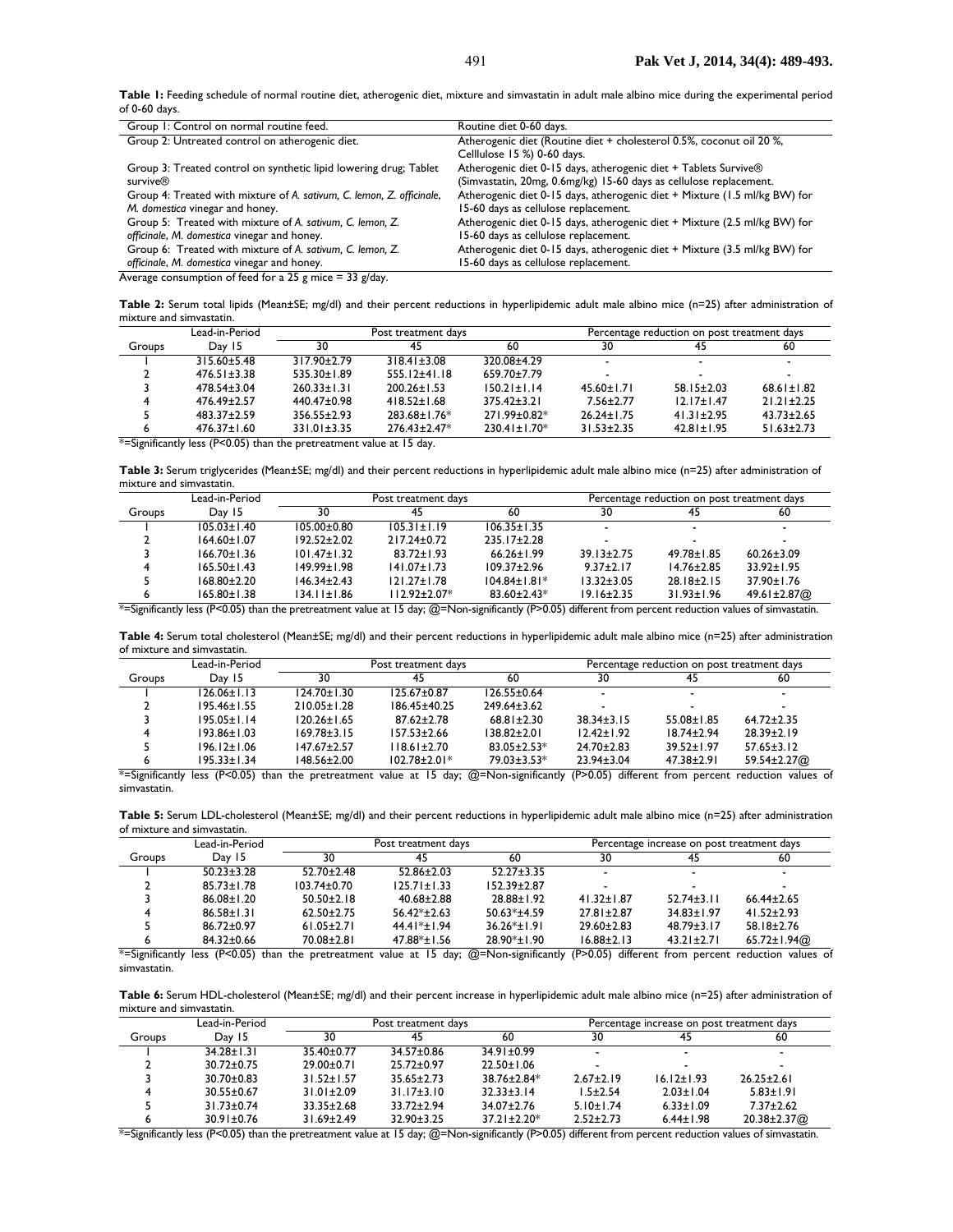**Table 1:** Feeding schedule of normal routine diet, atherogenic diet, mixture and simvastatin in adult male albino mice during the experimental period of 0-60 days.

| | |
|---|---|
| Group 1: Control on normal routine feed. | Routine diet 0-60 days. |
| Group 2: Untreated control on atherogenic diet. | Atherogenic diet (Routine diet + cholesterol 0.5%, coconut oil 20 %, Celllulose 15 %) 0-60 days. |
| Group 3: Treated control on synthetic lipid lowering drug; Tablet survive® | Atherogenic diet 0-15 days, atherogenic diet + Tablets Survive® (Simvastatin, 20mg, 0.6mg/kg) 15-60 days as cellulose replacement. |
| Group 4: Treated with mixture of *A. sativum, C. lemon, Z. officinale, M. domestica* vinegar and honey. | Atherogenic diet 0-15 days, atherogenic diet + Mixture (1.5 ml/kg BW) for 15-60 days as cellulose replacement. |
| Group 5: Treated with mixture of *A. sativum, C. lemon, Z. officinale, M. domestica* vinegar and honey. | Atherogenic diet 0-15 days, atherogenic diet + Mixture (2.5 ml/kg BW) for 15-60 days as cellulose replacement. |
| Group 6: Treated with mixture of *A. sativum, C. lemon, Z. officinale, M. domestica* vinegar and honey. | Atherogenic diet 0-15 days, atherogenic diet + Mixture (3.5 ml/kg BW) for 15-60 days as cellulose replacement. |

Average consumption of feed for a 25 g mice = 33 g/day.

**Table 2:** Serum total lipids (Mean±SE; mg/dl) and their percent reductions in hyperlipidemic adult male albino mice (n=25) after administration of mixture and simvastatin.

| Groups | Lead-in-Period | Post treatment days | | | Percentage reduction on post treatment days | | |
|---|---|---|---|---|---|---|---|
| | Day 15 | 30 | 45 | 60 | 30 | 45 | 60 |
| 1 | 315.60±5.48 | 317.90±2.79 | 318.41±3.08 | 320.08±4.29 | - | - | - |
| 2 | 476.51±3.38 | 535.30±1.89 | 555.12±41.18 | 659.70±7.79 | - | - | - |
| 3 | 478.54±3.04 | 260.33±1.31 | 200.26±1.53 | 150.21±1.14 | 45.60±1.71 | 58.15±2.03 | 68.61±1.82 |
| 4 | 476.49±2.57 | 440.47±0.98 | 418.52±1.68 | 375.42±3.21 | 7.56±2.77 | 12.17±1.47 | 21.21±2.25 |
| 5 | 483.37±2.59 | 356.55±2.93 | 283.68±1.76* | 271.99±0.82* | 26.24±1.75 | 41.31±2.95 | 43.73±2.65 |
| 6 | 476.37±1.60 | 331.01±3.35 | 276.43±2.47* | 230.41±1.70* | 31.53±2.35 | 42.81±1.95 | 51.63±2.73 |

*=Significantly less (P<0.05) than the pretreatment value at 15 day.

**Table 3:** Serum triglycerides (Mean±SE; mg/dl) and their percent reductions in hyperlipidemic adult male albino mice (n=25) after administration of mixture and simvastatin.

| Groups | Lead-in-Period | Post treatment days | | | Percentage reduction on post treatment days | | |
|---|---|---|---|---|---|---|---|
| | Day 15 | 30 | 45 | 60 | 30 | 45 | 60 |
| 1 | 105.03±1.40 | 105.00±0.80 | 105.31±1.19 | 106.35±1.35 | - | - | - |
| 2 | 164.60±1.07 | 192.52±2.02 | 217.24±0.72 | 235.17±2.28 | - | - | - |
| 3 | 166.70±1.36 | 101.47±1.32 | 83.72±1.93 | 66.26±1.99 | 39.13±2.75 | 49.78±1.85 | 60.26±3.09 |
| 4 | 165.50±1.43 | 149.99±1.98 | 141.07±1.73 | 109.37±2.96 | 9.37±2.17 | 14.76±2.85 | 33.92±1.95 |
| 5 | 168.80±2.20 | 146.34±2.43 | 121.27±1.78 | 104.84±1.81* | 13.32±3.05 | 28.18±2.15 | 37.90±1.76 |
| 6 | 165.80±1.38 | 134.11±1.86 | 112.92±2.07* | 83.60±2.43* | 19.16±2.35 | 31.93±1.96 | 49.61±2.87@ |

*=Significantly less (P<0.05) than the pretreatment value at 15 day; @=Non-significantly (P>0.05) different from percent reduction values of simvastatin.

**Table 4:** Serum total cholesterol (Mean±SE; mg/dl) and their percent reductions in hyperlipidemic adult male albino mice (n=25) after administration of mixture and simvastatin.

| Groups | Lead-in-Period | Post treatment days | | | Percentage reduction on post treatment days | | |
|---|---|---|---|---|---|---|---|
| | Day 15 | 30 | 45 | 60 | 30 | 45 | 60 |
| 1 | 126.06±1.13 | 124.70±1.30 | 125.67±0.87 | 126.55±0.64 | - | - | - |
| 2 | 195.46±1.55 | 210.05±1.28 | 186.45±40.25 | 249.64±3.62 | - | - | - |
| 3 | 195.05±1.14 | 120.26±1.65 | 87.62±2.78 | 68.81±2.30 | 38.34±3.15 | 55.08±1.85 | 64.72±2.35 |
| 4 | 193.86±1.03 | 169.78±3.15 | 157.53±2.66 | 138.82±2.01 | 12.42±1.92 | 18.74±2.94 | 28.39±2.19 |
| 5 | 196.12±1.06 | 147.67±2.57 | 118.61±2.70 | 83.05±2.53* | 24.70±2.83 | 39.52±1.97 | 57.65±3.12 |
| 6 | 195.33±1.34 | 148.56±2.00 | 102.78±2.01* | 79.03±3.53* | 23.94±3.04 | 47.38±2.91 | 59.54±2.27@ |

*=Significantly less (P<0.05) than the pretreatment value at 15 day; @=Non-significantly (P>0.05) different from percent reduction values of simvastatin.

**Table 5:** Serum LDL-cholesterol (Mean±SE; mg/dl) and their percent reductions in hyperlipidemic adult male albino mice (n=25) after administration of mixture and simvastatin.

| Groups | Lead-in-Period | Post treatment days | | | Percentage increase on post treatment days | | |
|---|---|---|---|---|---|---|---|
| | Day 15 | 30 | 45 | 60 | 30 | 45 | 60 |
| 1 | 50.23±3.28 | 52.70±2.48 | 52.86±2.03 | 52.27±3.35 | - | - | - |
| 2 | 85.73±1.78 | 103.74±0.70 | 125.71±1.33 | 152.39±2.87 | - | - | - |
| 3 | 86.08±1.20 | 50.50±2.18 | 40.68±2.88 | 28.88±1.92 | 41.32±1.87 | 52.74±3.11 | 66.44±2.65 |
| 4 | 86.58±1.31 | 62.50±2.75 | 56.42*±2.63 | 50.63*±4.59 | 27.81±2.87 | 34.83±1.97 | 41.52±2.93 |
| 5 | 86.72±0.97 | 61.05±2.71 | 44.41*±1.94 | 36.26*±1.91 | 29.60±2.83 | 48.79±3.17 | 58.18±2.76 |
| 6 | 84.32±0.66 | 70.08±2.81 | 47.88*±1.56 | 28.90*±1.90 | 16.88±2.13 | 43.21±2.71 | 65.72±1.94@ |

*=Significantly less (P<0.05) than the pretreatment value at 15 day; @=Non-significantly (P>0.05) different from percent reduction values of simvastatin.

**Table 6:** Serum HDL-cholesterol (Mean±SE; mg/dl) and their percent increase in hyperlipidemic adult male albino mice (n=25) after administration of mixture and simvastatin.

| Groups | Lead-in-Period | Post treatment days | | | Percentage increase on post treatment days | | |
|---|---|---|---|---|---|---|---|
| | Day 15 | 30 | 45 | 60 | 30 | 45 | 60 |
| 1 | 34.28±1.31 | 35.40±0.77 | 34.57±0.86 | 34.91±0.99 | - | - | - |
| 2 | 30.72±0.75 | 29.00±0.71 | 25.72±0.97 | 22.50±1.06 | - | - | - |
| 3 | 30.70±0.83 | 31.52±1.57 | 35.65±2.73 | 38.76±2.84* | 2.67±2.19 | 16.12±1.93 | 26.25±2.61 |
| 4 | 30.55±0.67 | 31.01±2.09 | 31.17±3.10 | 32.33±3.14 | 1.5±2.54 | 2.03±1.04 | 5.83±1.91 |
| 5 | 31.73±0.74 | 33.35±2.68 | 33.72±2.94 | 34.07±2.76 | 5.10±1.74 | 6.33±1.09 | 7.37±2.62 |
| 6 | 30.91±0.76 | 31.69±2.49 | 32.90±3.25 | 37.21±2.20* | 2.52±2.73 | 6.44±1.98 | 20.38±2.37@ |

*=Significantly less (P<0.05) than the pretreatment value at 15 day; @=Non-significantly (P>0.05) different from percent reduction values of simvastatin.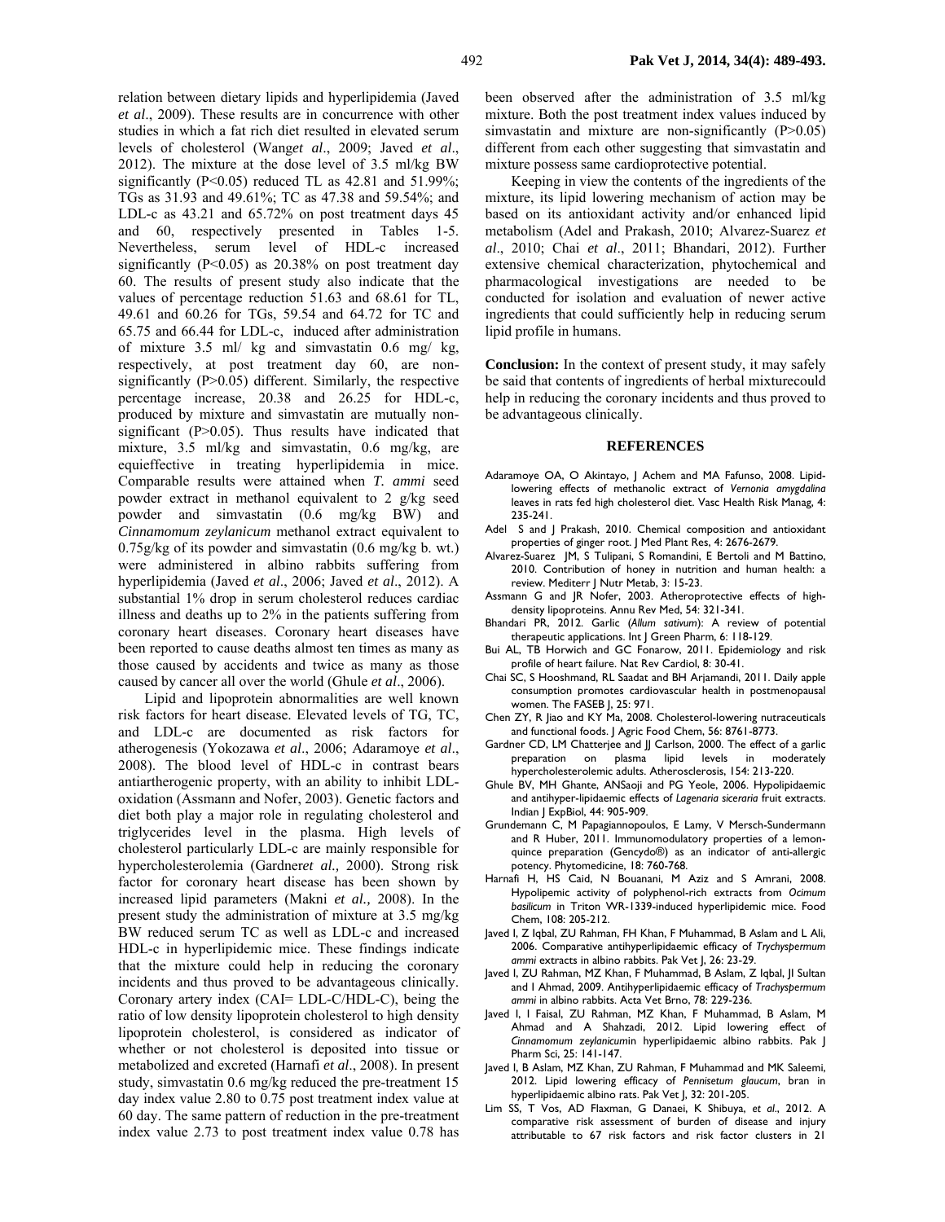relation between dietary lipids and hyperlipidemia (Javed *et al*., 2009). These results are in concurrence with other studies in which a fat rich diet resulted in elevated serum levels of cholesterol (Wang*et al*., 2009; Javed *et al*., 2012). The mixture at the dose level of 3.5 ml/kg BW significantly ($P<0.05$) reduced TL as 42.81 and 51.99%; TGs as 31.93 and 49.61%; TC as 47.38 and 59.54%; and LDL-c as 43.21 and 65.72% on post treatment days 45 and 60, respectively presented in Tables 1-5. Nevertheless, serum level of HDL-c increased significantly ($P<0.05$) as 20.38% on post treatment day 60. The results of present study also indicate that the values of percentage reduction 51.63 and 68.61 for TL, 49.61 and 60.26 for TGs, 59.54 and 64.72 for TC and 65.75 and 66.44 for LDL-c, induced after administration of mixture 3.5 ml/ kg and simvastatin 0.6 mg/ kg, respectively, at post treatment day 60, are non-significantly ($P>0.05$) different. Similarly, the respective percentage increase, 20.38 and 26.25 for HDL-c, produced by mixture and simvastatin are mutually non-significant ($P>0.05$). Thus results have indicated that mixture, 3.5 ml/kg and simvastatin, 0.6 mg/kg, are equieffective in treating hyperlipidemia in mice. Comparable results were attained when *T. ammi* seed powder extract in methanol equivalent to 2 g/kg seed powder and simvastatin (0.6 mg/kg BW) and *Cinnamomum zeylanicum* methanol extract equivalent to 0.75g/kg of its powder and simvastatin (0.6 mg/kg b. wt.) were administered in albino rabbits suffering from hyperlipidemia (Javed *et al*., 2006; Javed *et al*., 2012). A substantial 1% drop in serum cholesterol reduces cardiac illness and deaths up to 2% in the patients suffering from coronary heart diseases. Coronary heart diseases have been reported to cause deaths almost ten times as many as those caused by accidents and twice as many as those caused by cancer all over the world (Ghule *et al*., 2006).

Lipid and lipoprotein abnormalities are well known risk factors for heart disease. Elevated levels of TG, TC, and LDL-c are documented as risk factors for atherogenesis (Yokozawa *et al*., 2006; Adaramoye *et al*., 2008). The blood level of HDL-c in contrast bears antiartherogenic property, with an ability to inhibit LDL-oxidation (Assmann and Nofer, 2003). Genetic factors and diet both play a major role in regulating cholesterol and triglycerides level in the plasma. High levels of cholesterol particularly LDL-c are mainly responsible for hypercholesterolemia (Gardner*et al.,* 2000). Strong risk factor for coronary heart disease has been shown by increased lipid parameters (Makni *et al.,* 2008). In the present study the administration of mixture at 3.5 mg/kg BW reduced serum TC as well as LDL-c and increased HDL-c in hyperlipidemic mice. These findings indicate that the mixture could help in reducing the coronary incidents and thus proved to be advantageous clinically. Coronary artery index (CAI= LDL-C/HDL-C), being the ratio of low density lipoprotein cholesterol to high density lipoprotein cholesterol, is considered as indicator of whether or not cholesterol is deposited into tissue or metabolized and excreted (Harnafi *et al*., 2008). In present study, simvastatin 0.6 mg/kg reduced the pre-treatment 15 day index value 2.80 to 0.75 post treatment index value at 60 day. The same pattern of reduction in the pre-treatment index value 2.73 to post treatment index value 0.78 has been observed after the administration of 3.5 ml/kg mixture. Both the post treatment index values induced by simvastatin and mixture are non-significantly ($P>0.05$) different from each other suggesting that simvastatin and mixture possess same cardioprotective potential.

Keeping in view the contents of the ingredients of the mixture, its lipid lowering mechanism of action may be based on its antioxidant activity and/or enhanced lipid metabolism (Adel and Prakash, 2010; Alvarez-Suarez *et al*., 2010; Chai *et al*., 2011; Bhandari, 2012). Further extensive chemical characterization, phytochemical and pharmacological investigations are needed to be conducted for isolation and evaluation of newer active ingredients that could sufficiently help in reducing serum lipid profile in humans.

**Conclusion:** In the context of present study, it may safely be said that contents of ingredients of herbal mixturecould help in reducing the coronary incidents and thus proved to be advantageous clinically.

## REFERENCES

Adaramoye OA, O Akintayo, J Achem and MA Fafunso, 2008. Lipid-lowering effects of methanolic extract of *Vernonia amygdalina* leaves in rats fed high cholesterol diet. Vasc Health Risk Manag, 4: 235-241.

Adel S and J Prakash, 2010. Chemical composition and antioxidant properties of ginger root. J Med Plant Res, 4: 2676-2679.

Alvarez-Suarez JM, S Tulipani, S Romandini, E Bertoli and M Battino, 2010. Contribution of honey in nutrition and human health: a review. Mediterr J Nutr Metab, 3: 15-23.

Assmann G and JR Nofer, 2003. Atheroprotective effects of high-density lipoproteins. Annu Rev Med, 54: 321-341.

Bhandari PR, 2012. Garlic (*Allum sativum*): A review of potential therapeutic applications. Int J Green Pharm, 6: 118-129.

Bui AL, TB Horwich and GC Fonarow, 2011. Epidemiology and risk profile of heart failure. Nat Rev Cardiol, 8: 30-41.

Chai SC, S Hooshmand, RL Saadat and BH Arjamandi, 2011. Daily apple consumption promotes cardiovascular health in postmenopausal women. The FASEB J, 25: 971.

Chen ZY, R Jiao and KY Ma, 2008. Cholesterol-lowering nutraceuticals and functional foods. J Agric Food Chem, 56: 8761-8773.

Gardner CD, LM Chatterjee and JJ Carlson, 2000. The effect of a garlic preparation on plasma lipid levels in moderately hypercholesterolemic adults. Atherosclerosis, 154: 213-220.

Ghule BV, MH Ghante, ANSaoji and PG Yeole, 2006. Hypolipidaemic and antihyper-lipidaemic effects of *Lagenaria siceraria* fruit extracts. Indian J ExpBiol, 44: 905-909.

Grundemann C, M Papagiannopoulos, E Lamy, V Mersch-Sundermann and R Huber, 2011. Immunomodulatory properties of a lemon-quince preparation (Gencydo®) as an indicator of anti-allergic potency. Phytomedicine, 18: 760-768.

Harnafi H, HS Caid, N Bouanani, M Aziz and S Amrani, 2008. Hypolipemic activity of polyphenol-rich extracts from *Ocimum basilicum* in Triton WR-1339-induced hyperlipidemic mice. Food Chem, 108: 205-212.

Javed I, Z Iqbal, ZU Rahman, FH Khan, F Muhammad, B Aslam and L Ali, 2006. Comparative antihyperlipidaemic efficacy of *Trychyspermum ammi* extracts in albino rabbits. Pak Vet J, 26: 23-29.

Javed I, ZU Rahman, MZ Khan, F Muhammad, B Aslam, Z Iqbal, JI Sultan and I Ahmad, 2009. Antihyperlipidaemic efficacy of *Trachyspermum ammi* in albino rabbits. Acta Vet Brno, 78: 229-236.

Javed I, I Faisal, ZU Rahman, MZ Khan, F Muhammad, B Aslam, M Ahmad and A Shahzadi, 2012. Lipid lowering effect of *Cinnamomum zeylanicum*in hyperlipidaemic albino rabbits. Pak J Pharm Sci, 25: 141-147.

Javed I, B Aslam, MZ Khan, ZU Rahman, F Muhammad and MK Saleemi, 2012. Lipid lowering efficacy of *Pennisetum glaucum*, bran in hyperlipidaemic albino rats. Pak Vet J, 32: 201-205.

Lim SS, T Vos, AD Flaxman, G Danaei, K Shibuya, *et al*., 2012. A comparative risk assessment of burden of disease and injury attributable to 67 risk factors and risk factor clusters in 21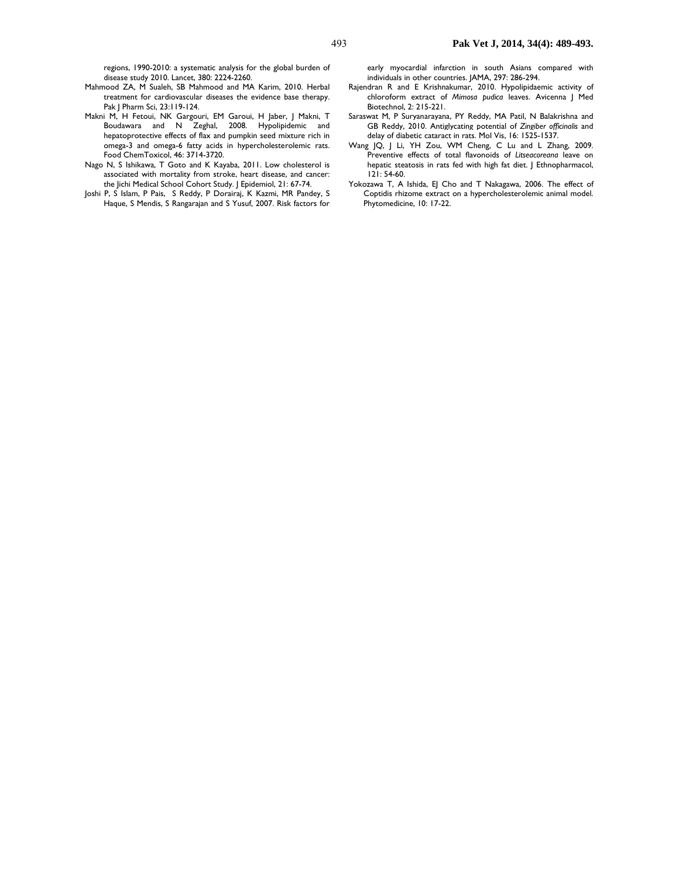regions, 1990-2010: a systematic analysis for the global burden of disease study 2010. Lancet, 380: 2224-2260.

Mahmood ZA, M Sualeh, SB Mahmood and MA Karim, 2010. Herbal treatment for cardiovascular diseases the evidence base therapy. Pak J Pharm Sci, 23:119-124.

Makni M, H Fetoui, NK Gargouri, EM Garoui, H Jaber, J Makni, T Boudawara and N Zeghal, 2008. Hypolipidemic and hepatoprotective effects of flax and pumpkin seed mixture rich in omega-3 and omega-6 fatty acids in hypercholesterolemic rats. Food ChemToxicol, 46: 3714-3720.

Nago N, S Ishikawa, T Goto and K Kayaba, 2011. Low cholesterol is associated with mortality from stroke, heart disease, and cancer: the Jichi Medical School Cohort Study. J Epidemiol, 21: 67-74.

Joshi P, S Islam, P Pais, S Reddy, P Dorairaj, K Kazmi, MR Pandey, S Haque, S Mendis, S Rangarajan and S Yusuf, 2007. Risk factors for early myocardial infarction in south Asians compared with individuals in other countries. JAMA, 297: 286-294.

Rajendran R and E Krishnakumar, 2010. Hypolipidaemic activity of chloroform extract of *Mimosa pudica* leaves. Avicenna J Med Biotechnol, 2: 215-221.

Saraswat M, P Suryanarayana, PY Reddy, MA Patil, N Balakrishna and GB Reddy, 2010. Antiglycating potential of *Zingiber officinalis* and delay of diabetic cataract in rats. Mol Vis, 16: 1525-1537.

Wang JQ, J Li, YH Zou, WM Cheng, C Lu and L Zhang, 2009. Preventive effects of total flavonoids of *Litseacoreana* leave on hepatic steatosis in rats fed with high fat diet. J Ethnopharmacol, 121: 54-60.

Yokozawa T, A Ishida, EJ Cho and T Nakagawa, 2006. The effect of Coptidis rhizome extract on a hypercholesterolemic animal model. Phytomedicine, 10: 17-22.